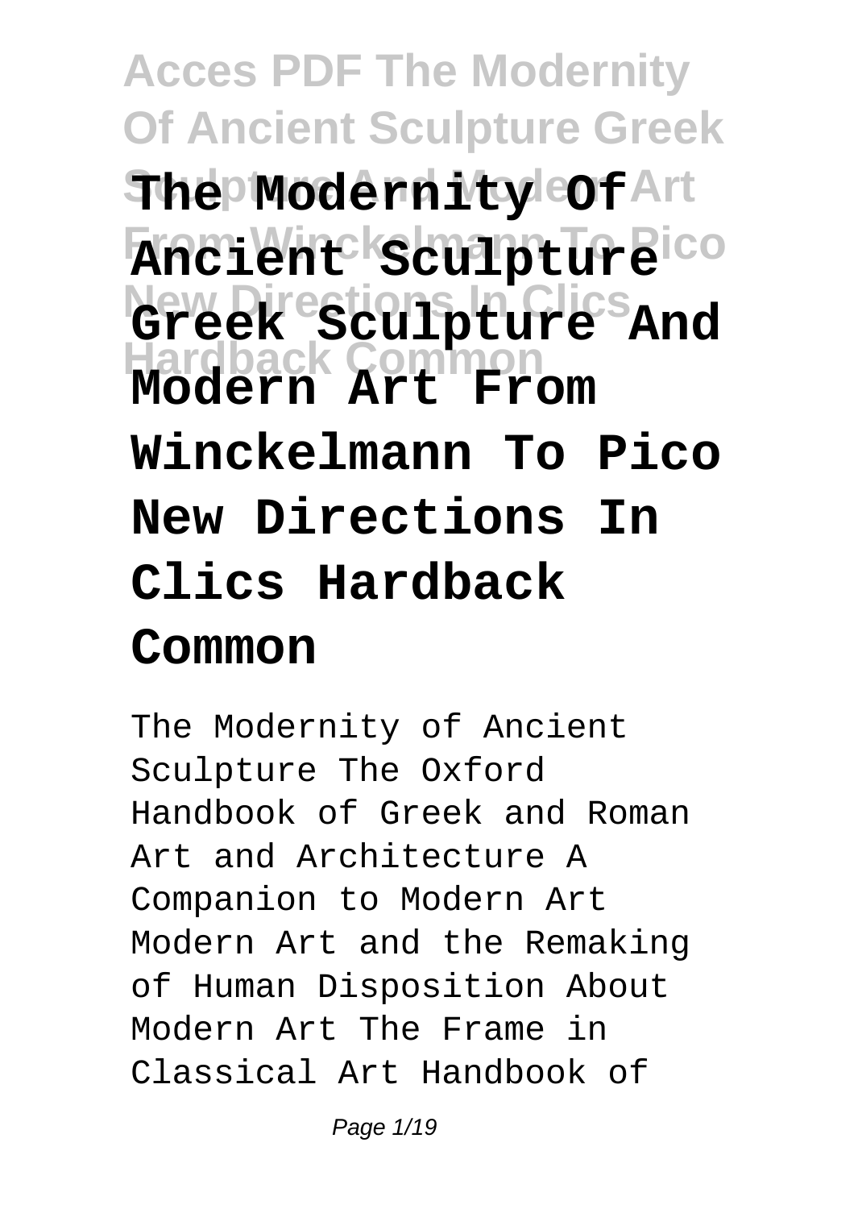# The Modernity Of Ancient Sculpture Greek Sculpture And Modern Art From Winckelmann To Pico New Directions In Clics Hardback Common

The Modernity of Ancient Sculpture The Oxford Handbook of Greek and Roman Art and Architecture A Companion to Modern Art Modern Art and the Remaking of Human Disposition About Modern Art The Frame in Classical Art Handbook of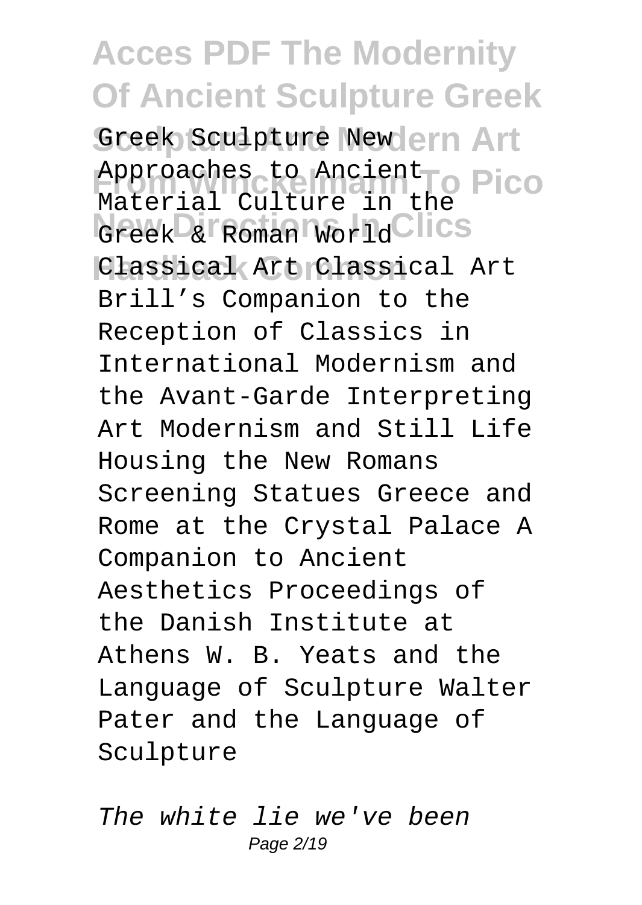Greek Sculpture New Approaches to Ancient Material Culture in the Greek & Roman World Classical Art Classical Art Brill's Companion to the Reception of Classics in International Modernism and the Avant-Garde Interpreting Art Modernism and Still Life Housing the New Romans Screening Statues Greece and Rome at the Crystal Palace A Companion to Ancient Aesthetics Proceedings of the Danish Institute at Athens W. B. Yeats and the Language of Sculpture Walter Pater and the Language of Sculpture

*The white lie we've been*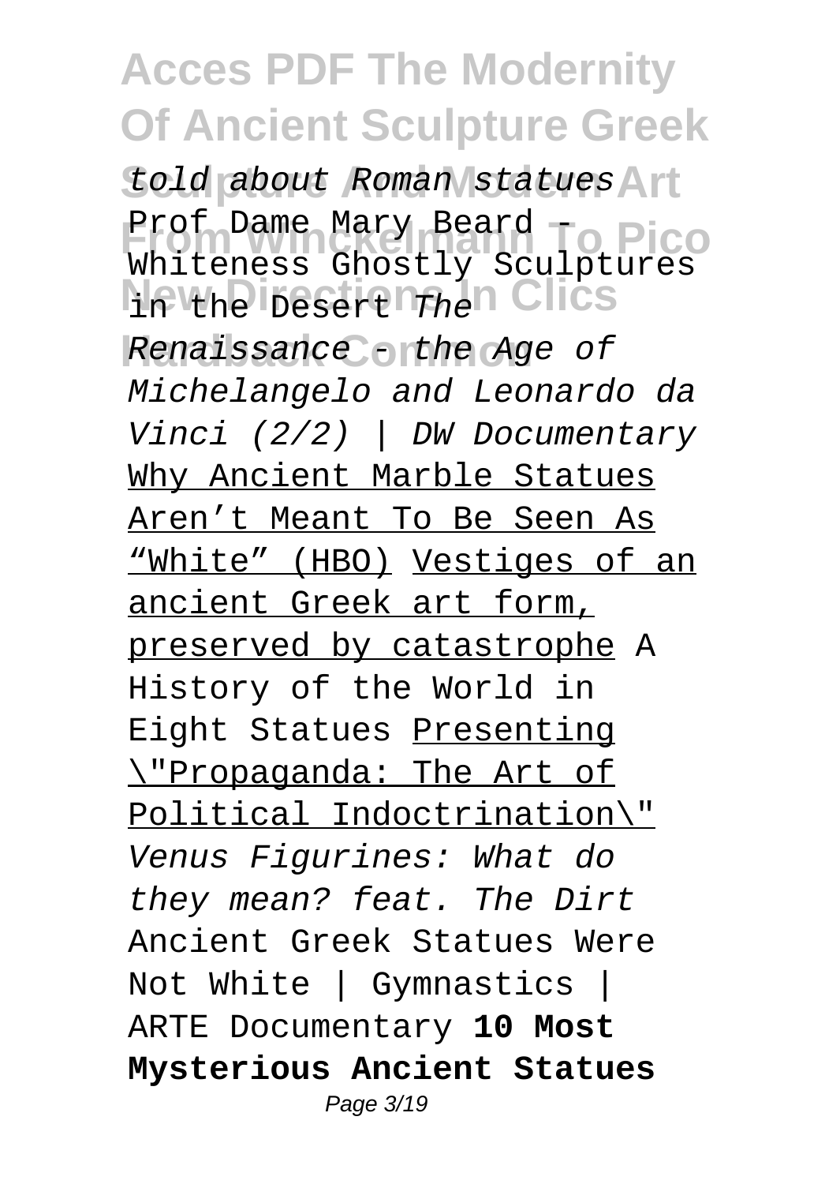*told about Roman statues* Prof Dame Mary Beard - Whiteness Ghostly Sculptures in the Desert *The Renaissance - the Age of Michelangelo and Leonardo da Vinci (2/2) | DW Documentary* Why Ancient Marble Statues Aren't Meant To Be Seen As "White" (HBO) Vestiges of an ancient Greek art form, preserved by catastrophe A History of the World in Eight Statues Presenting \"Propaganda: The Art of Political Indoctrination\" *Venus Figurines: What do they mean? feat. The Dirt* Ancient Greek Statues Were Not White | Gymnastics | ARTE Documentary **10 Most Mysterious Ancient Statues**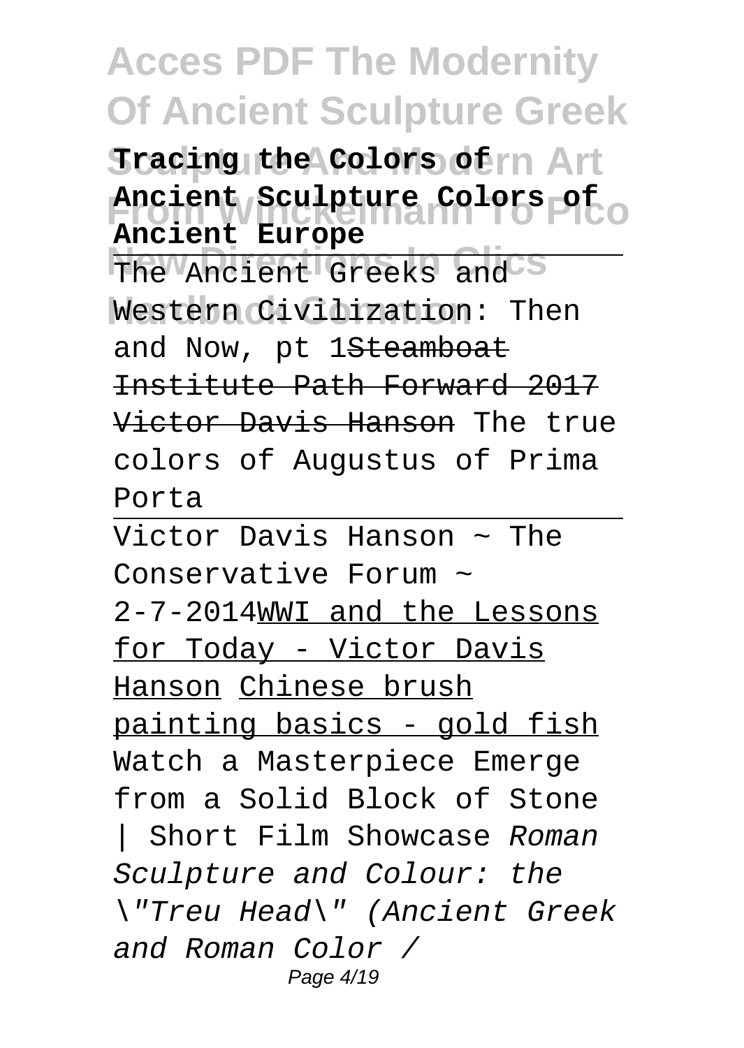**Tracing the Colors of Ancient Sculpture Colors of Ancient Europe**

The Ancient Greeks and Western Civilization: Then and Now, pt 1~~Steamboat Institute Path Forward 2017 Victor Davis Hanson~~ The true colors of Augustus of Prima Porta

Victor Davis Hanson ~ The Conservative Forum ~ 2-7-2014WWI and the Lessons for Today - Victor Davis Hanson Chinese brush painting basics - gold fish Watch a Masterpiece Emerge from a Solid Block of Stone | Short Film Showcase *Roman Sculpture and Colour: the \"Treu Head\" (Ancient Greek and Roman Color /*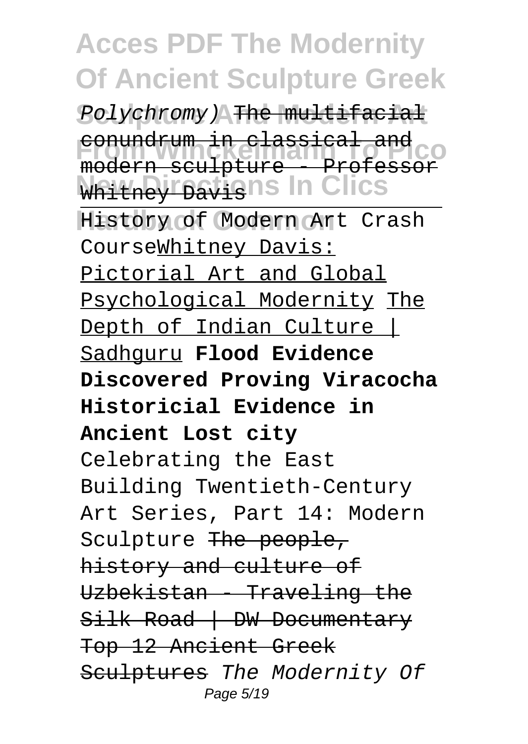Polychromy) The multifacial conundrum in classical and modern sculpture - Professor Whitney Davis

History of Modern Art Crash CourseWhitney Davis: Pictorial Art and Global Psychological Modernity The Depth of Indian Culture | Sadhguru **Flood Evidence Discovered Proving Viracocha Historicial Evidence in Ancient Lost city** Celebrating the East Building Twentieth-Century Art Series, Part 14: Modern Sculpture The people, history and culture of Uzbekistan - Traveling the Silk Road | DW Documentary Top 12 Ancient Greek Sculptures *The Modernity Of*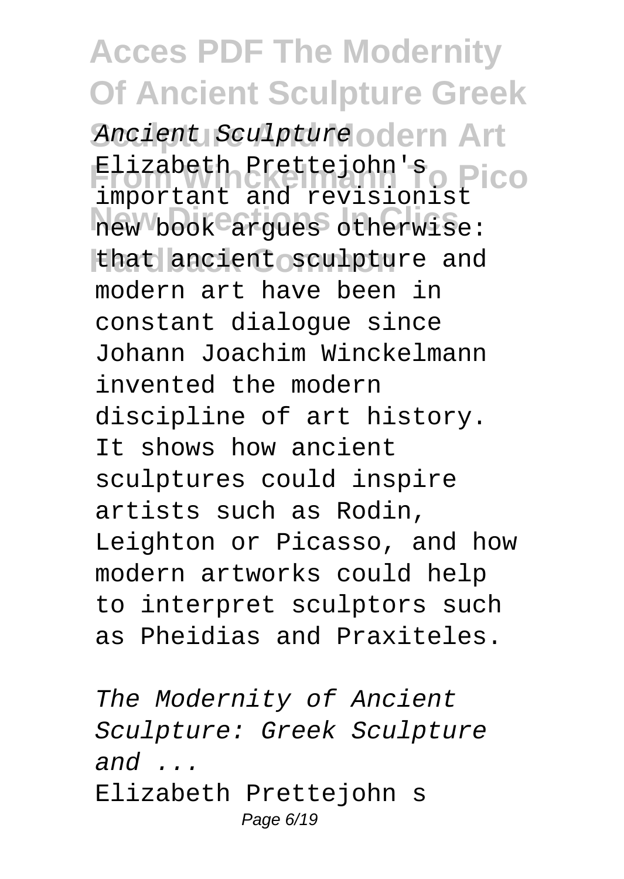*Ancient Sculpture*

Elizabeth Prettejohn's important and revisionist new book argues otherwise: that ancient sculpture and modern art have been in constant dialogue since Johann Joachim Winckelmann invented the modern discipline of art history. It shows how ancient sculptures could inspire artists such as Rodin, Leighton or Picasso, and how modern artworks could help to interpret sculptors such as Pheidias and Praxiteles.

*The Modernity of Ancient Sculpture: Greek Sculpture and ...*

Elizabeth Prettejohn s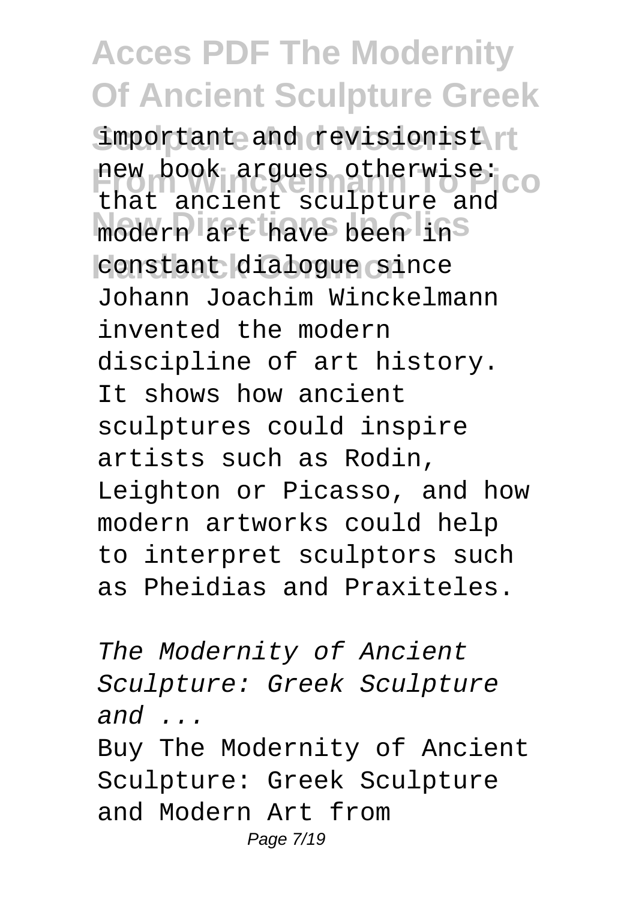important and revisionist new book argues otherwise: that ancient sculpture and modern art have been in constant dialogue since Johann Joachim Winckelmann invented the modern discipline of art history. It shows how ancient sculptures could inspire artists such as Rodin, Leighton or Picasso, and how modern artworks could help to interpret sculptors such as Pheidias and Praxiteles.

*The Modernity of Ancient Sculpture: Greek Sculpture and ...*

Buy The Modernity of Ancient Sculpture: Greek Sculpture and Modern Art from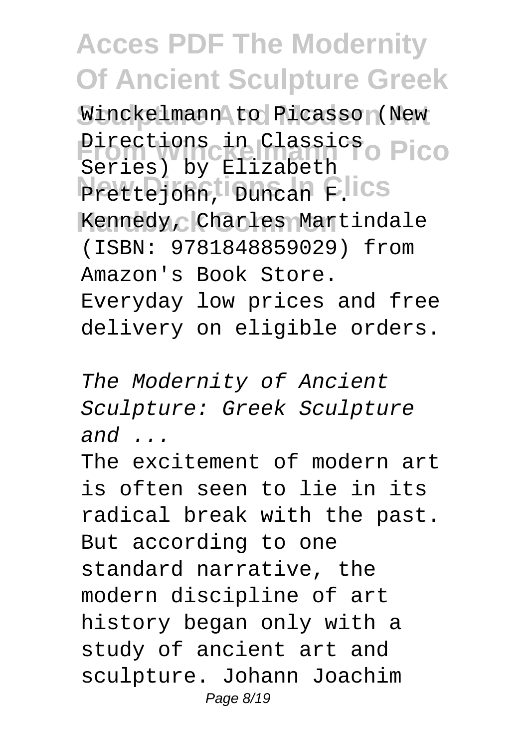Winckelmann to Picasso (New Directions in Classics Series) by Elizabeth Prettejohn, Duncan F. Kennedy, Charles Martindale (ISBN: 9781848859029) from Amazon's Book Store. Everyday low prices and free delivery on eligible orders.

*The Modernity of Ancient Sculpture: Greek Sculpture and ...*

The excitement of modern art is often seen to lie in its radical break with the past. But according to one standard narrative, the modern discipline of art history began only with a study of ancient art and sculpture. Johann Joachim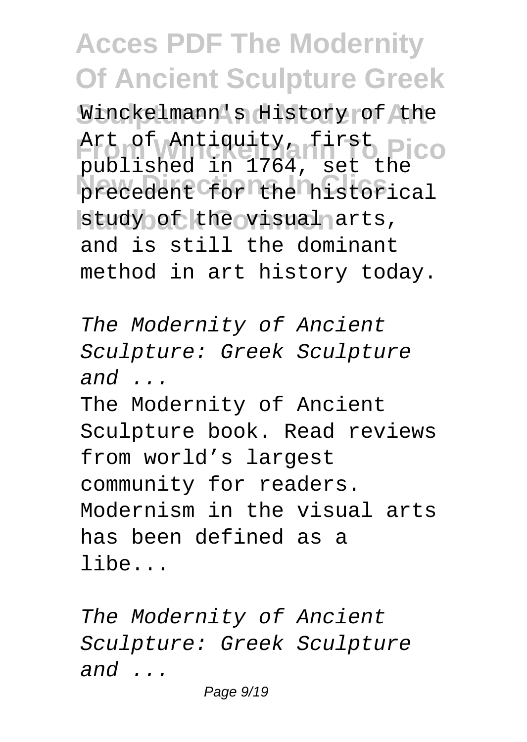Winckelmann's History of the Art of Antiquity, first published in 1764, set the precedent for the historical study of the visual arts, and is still the dominant method in art history today.

*The Modernity of Ancient Sculpture: Greek Sculpture and ...*

The Modernity of Ancient Sculpture book. Read reviews from world's largest community for readers. Modernism in the visual arts has been defined as a libe...

*The Modernity of Ancient Sculpture: Greek Sculpture and ...*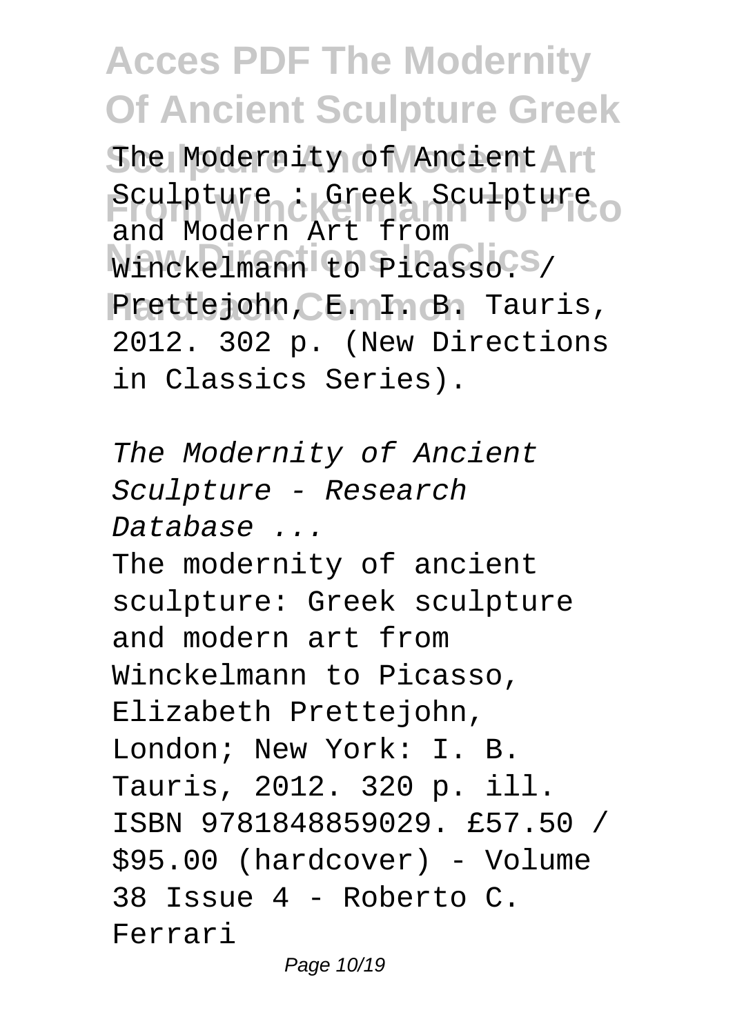The Modernity of Ancient Sculpture : Greek Sculpture and Modern Art from Winckelmann to Picasso. / Prettejohn, E. I. B. Tauris, 2012. 302 p. (New Directions in Classics Series).

*The Modernity of Ancient Sculpture - Research Database ...*

The modernity of ancient sculpture: Greek sculpture and modern art from Winckelmann to Picasso, Elizabeth Prettejohn, London; New York: I. B. Tauris, 2012. 320 p. ill. ISBN 9781848859029. £57.50 / $95.00 (hardcover) - Volume 38 Issue 4 - Roberto C. Ferrari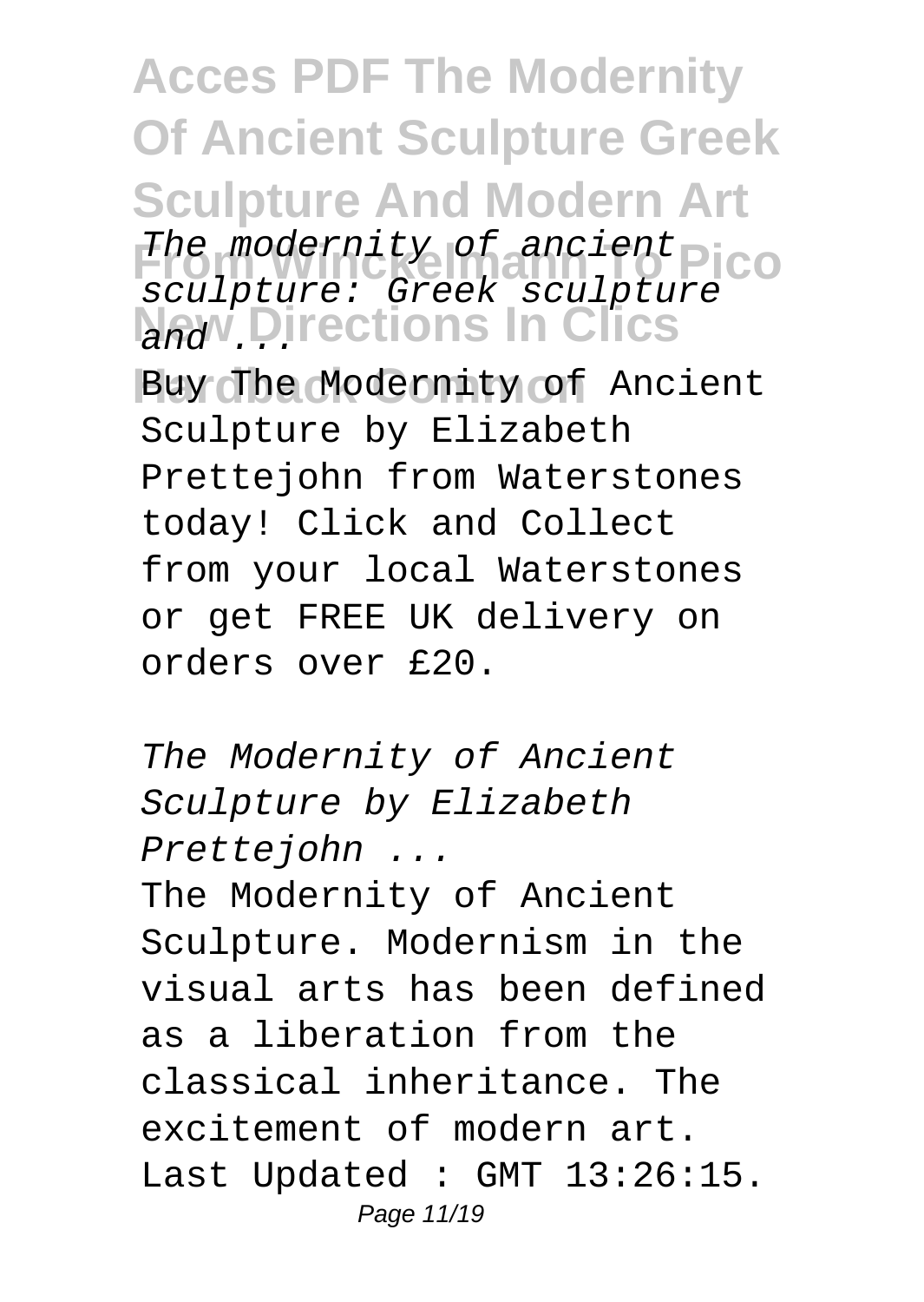The modernity of ancient sculpture: Greek sculpture and ...

Buy The Modernity of Ancient Sculpture by Elizabeth Prettejohn from Waterstones today! Click and Collect from your local Waterstones or get FREE UK delivery on orders over £20.

*The Modernity of Ancient Sculpture by Elizabeth Prettejohn ...*

The Modernity of Ancient Sculpture. Modernism in the visual arts has been defined as a liberation from the classical inheritance. The excitement of modern art. Last Updated : GMT 13:26:15.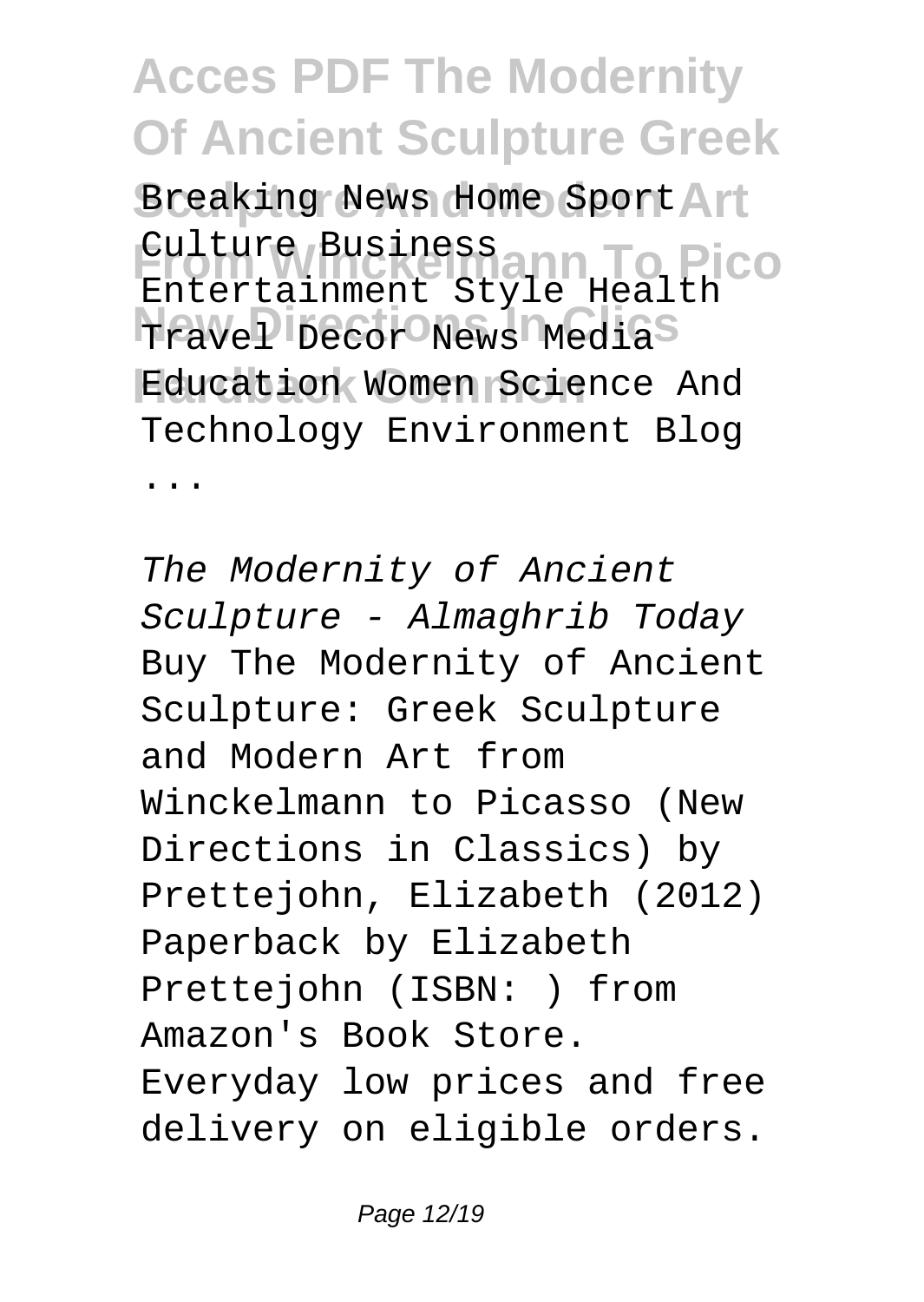Breaking News Home Sport Culture Business Entertainment Style Health Travel Decor News Media Education Women Science And Technology Environment Blog ...

*The Modernity of Ancient Sculpture - Almaghrib Today*

Buy The Modernity of Ancient Sculpture: Greek Sculpture and Modern Art from Winckelmann to Picasso (New Directions in Classics) by Prettejohn, Elizabeth (2012) Paperback by Elizabeth Prettejohn (ISBN: ) from Amazon's Book Store. Everyday low prices and free delivery on eligible orders.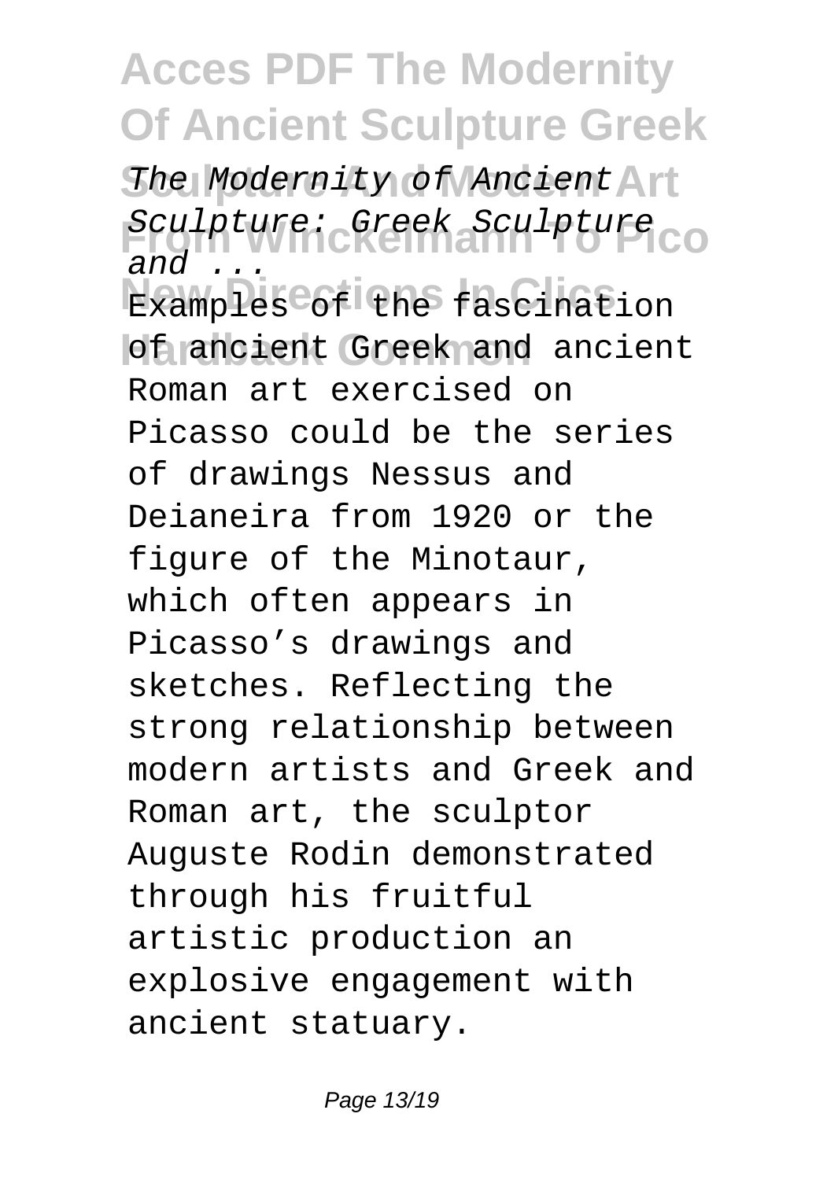*The Modernity of Ancient Sculpture: Greek Sculpture and ...*

Examples of the fascination of ancient Greek and ancient Roman art exercised on Picasso could be the series of drawings Nessus and Deianeira from 1920 or the figure of the Minotaur, which often appears in Picasso's drawings and sketches. Reflecting the strong relationship between modern artists and Greek and Roman art, the sculptor Auguste Rodin demonstrated through his fruitful artistic production an explosive engagement with ancient statuary.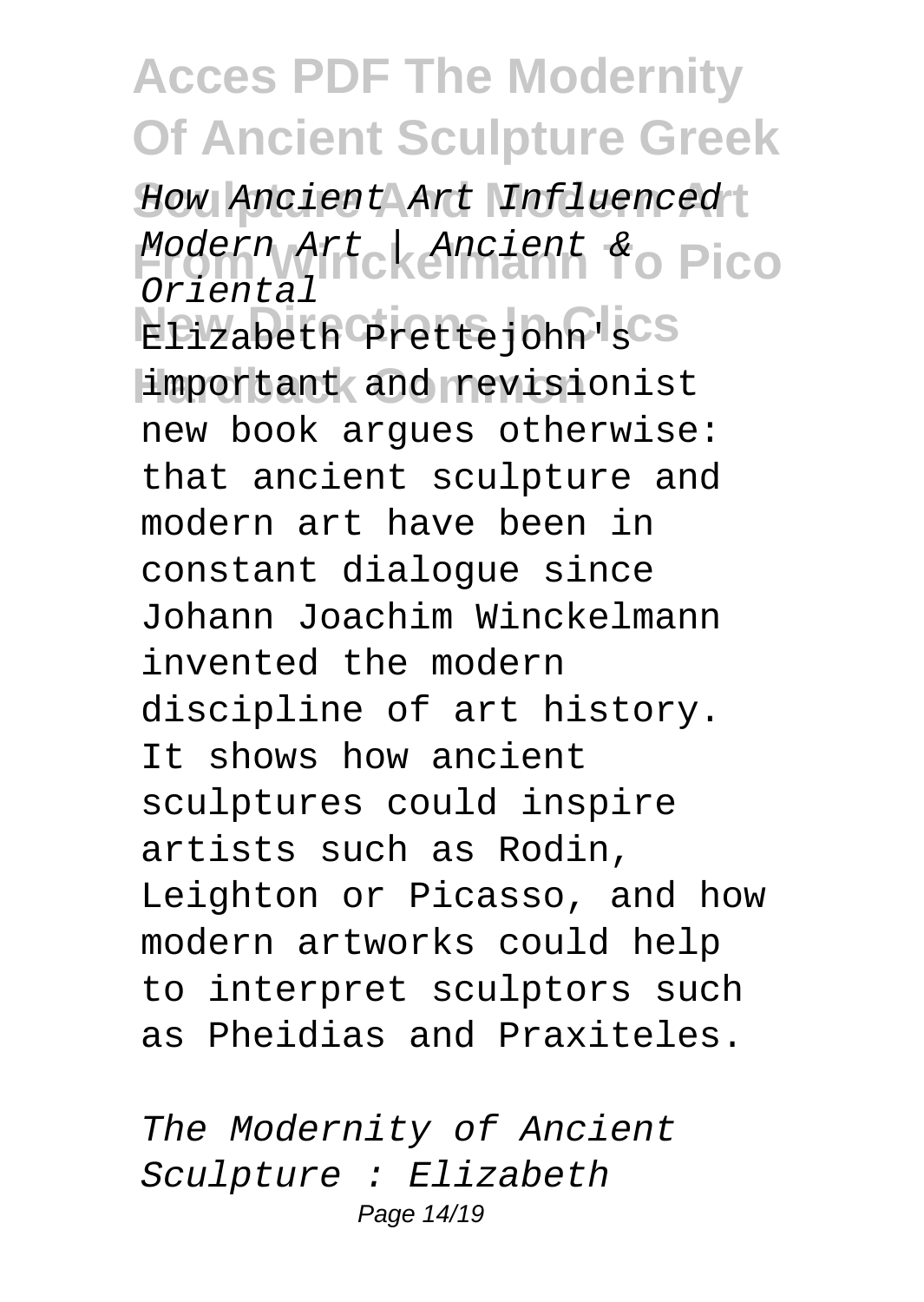*How Ancient Art Influenced Modern Art | Ancient & Oriental*

Elizabeth Prettejohn's important and revisionist new book argues otherwise: that ancient sculpture and modern art have been in constant dialogue since Johann Joachim Winckelmann invented the modern discipline of art history. It shows how ancient sculptures could inspire artists such as Rodin, Leighton or Picasso, and how modern artworks could help to interpret sculptors such as Pheidias and Praxiteles.

*The Modernity of Ancient Sculpture : Elizabeth*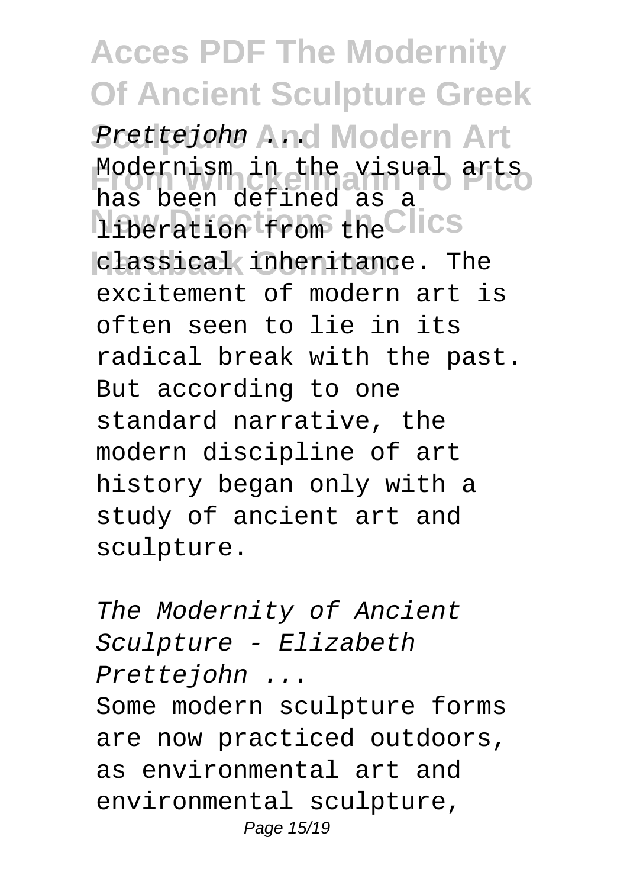*Prettejohn ...*

Modernism in the visual arts has been defined as a liberation from the classical inheritance. The excitement of modern art is often seen to lie in its radical break with the past. But according to one standard narrative, the modern discipline of art history began only with a study of ancient art and sculpture.

*The Modernity of Ancient Sculpture - Elizabeth Prettejohn ...*

Some modern sculpture forms are now practiced outdoors, as environmental art and environmental sculpture,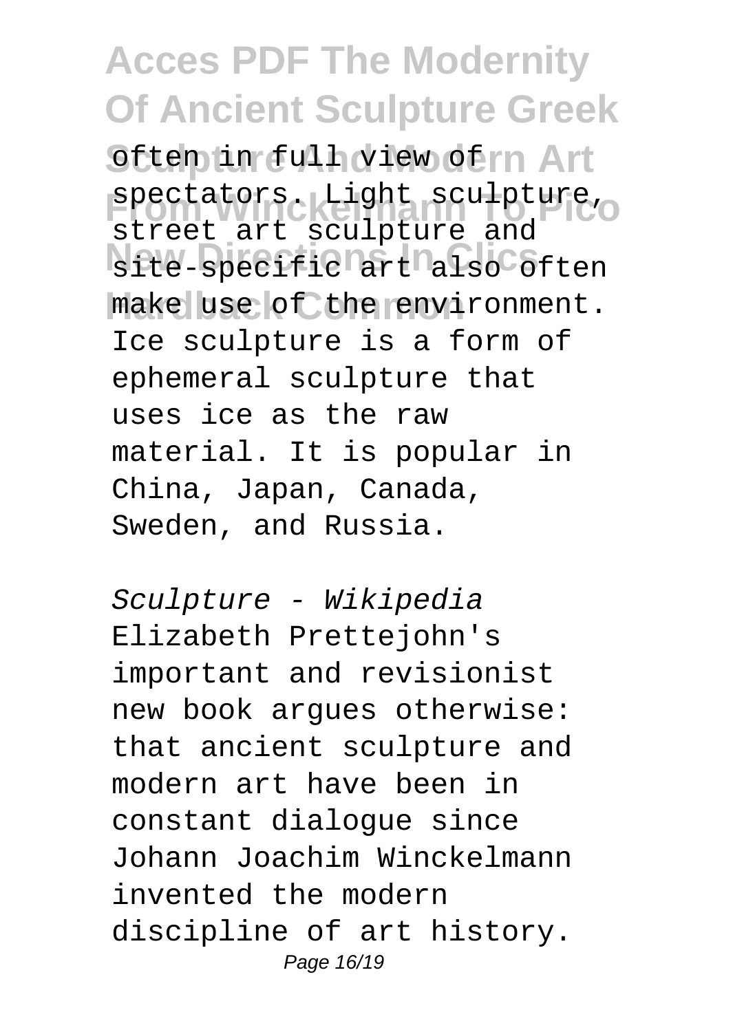often in full view of spectators. Light sculpture, street art sculpture and site-specific art also often make use of the environment. Ice sculpture is a form of ephemeral sculpture that uses ice as the raw material. It is popular in China, Japan, Canada, Sweden, and Russia.

*Sculpture - Wikipedia*

Elizabeth Prettejohn's important and revisionist new book argues otherwise: that ancient sculpture and modern art have been in constant dialogue since Johann Joachim Winckelmann invented the modern discipline of art history.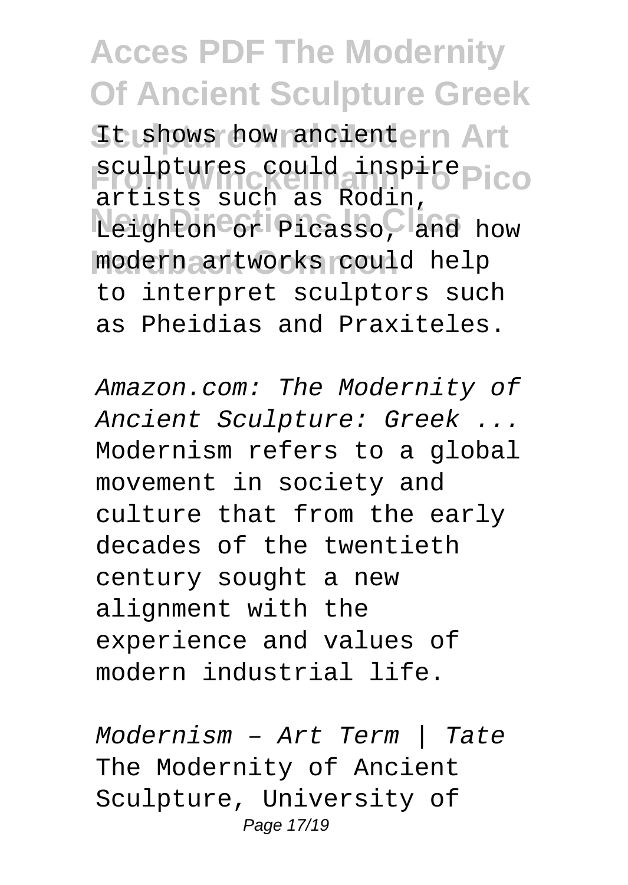It shows how ancient sculptures could inspire artists such as Rodin, Leighton or Picasso, and how modern artworks could help to interpret sculptors such as Pheidias and Praxiteles.

*Amazon.com: The Modernity of Ancient Sculpture: Greek ...*

Modernism refers to a global movement in society and culture that from the early decades of the twentieth century sought a new alignment with the experience and values of modern industrial life.

*Modernism – Art Term | Tate*

The Modernity of Ancient Sculpture, University of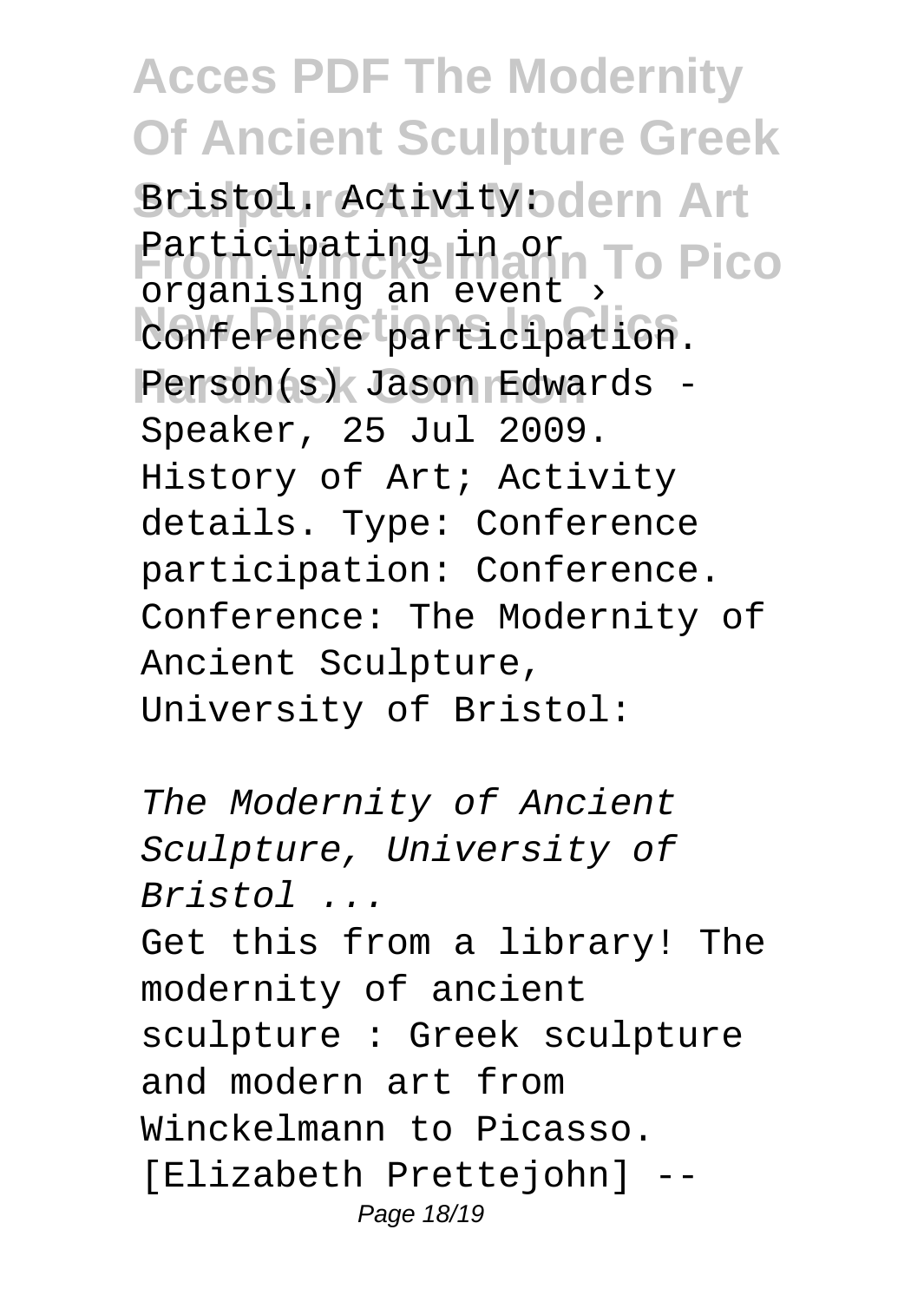Bristol. Activity: Participating in or organising an event › Conference participation. Person(s) Jason Edwards - Speaker, 25 Jul 2009. History of Art; Activity details. Type: Conference participation: Conference. Conference: The Modernity of Ancient Sculpture, University of Bristol:

*The Modernity of Ancient Sculpture, University of Bristol ...*

Get this from a library! The modernity of ancient sculpture : Greek sculpture and modern art from Winckelmann to Picasso. [Elizabeth Prettejohn] --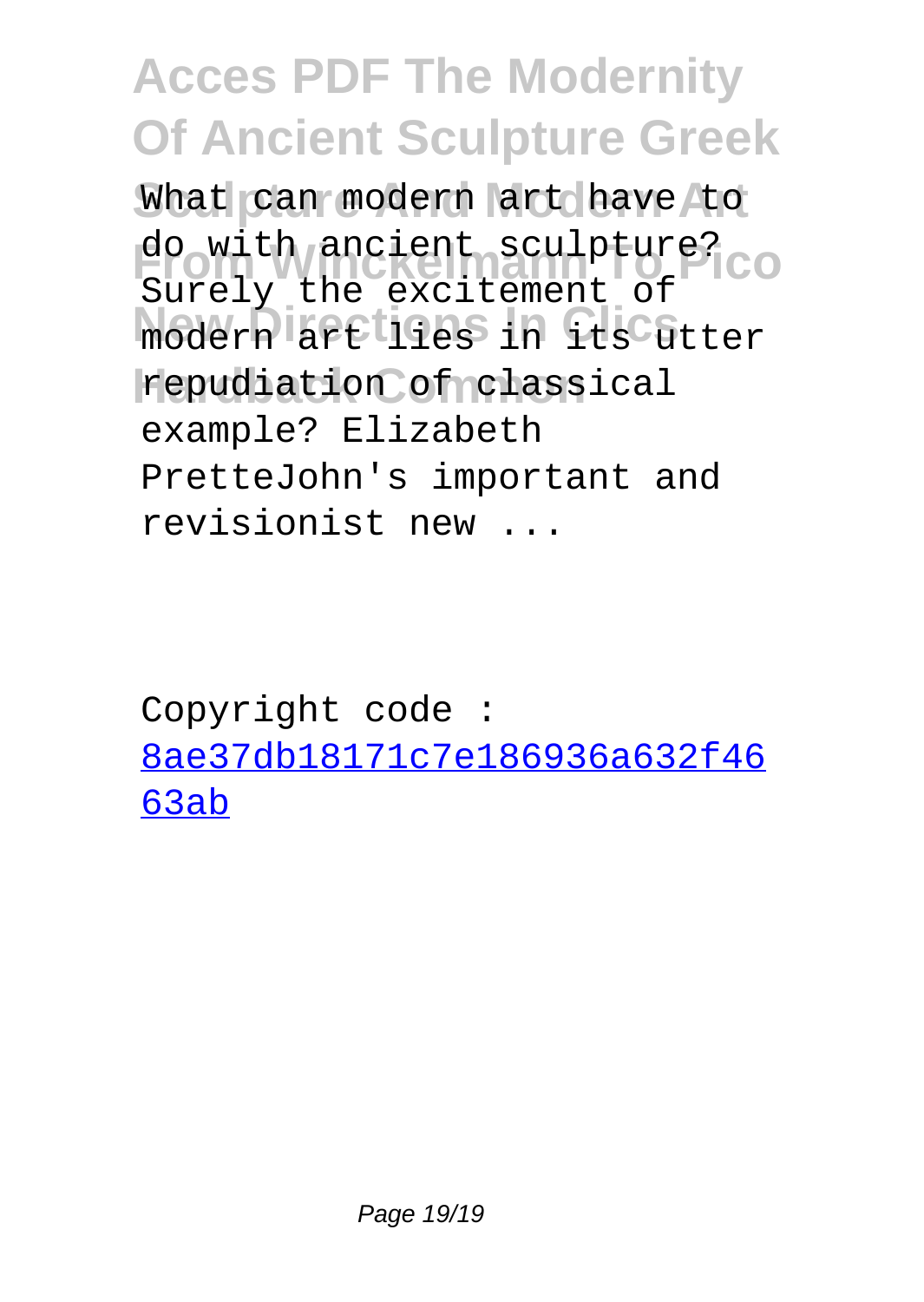What can modern art have to do with ancient sculpture? Surely the excitement of modern art lies in its utter repudiation of classical example? Elizabeth PretteJohn's important and revisionist new ...

Copyright code : [8ae37db18171c7e186936a632f4663ab](8ae37db18171c7e186936a632f4663ab)